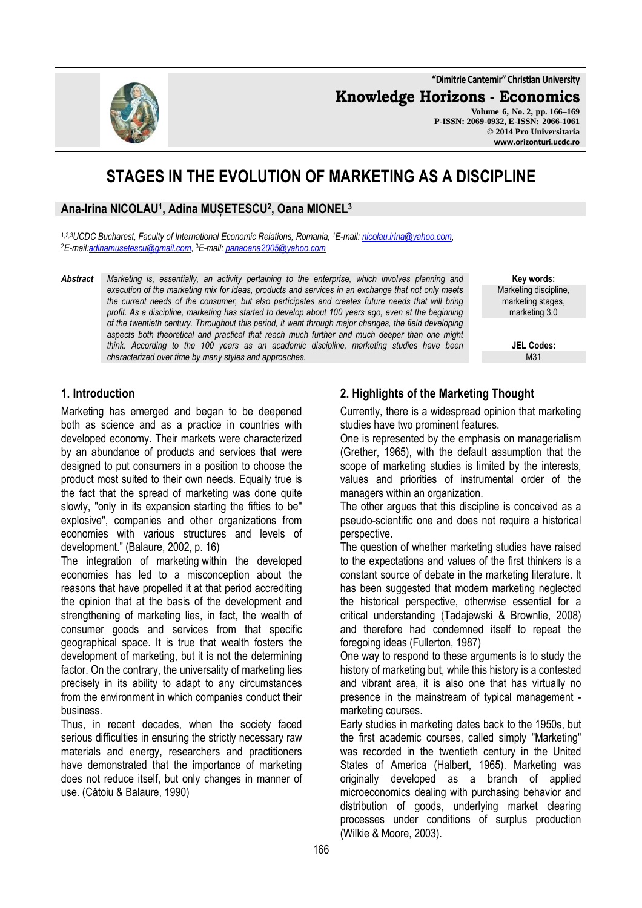# STAGES IN THE EVOLUTION OF MARKETING AS A DISCIPLINE

**Ana-Irina NICOLAU[1], Adina MUȘETESCU[2], Oana MIONEL[3]**

[1,2,3]*UCDC Bucharest, Faculty of International Economic Relations, Romania,* [1]*E-mail: nicolau.irina@yahoo.com,* [2]*E-mail:adinamusetescu@gmail.com,* [3]*E-mail: panaoana2005@yahoo.com*

***Abstract*** *Marketing is, essentially, an activity pertaining to the enterprise, which involves planning and execution of the marketing mix for ideas, products and services in an exchange that not only meets the current needs of the consumer, but also participates and creates future needs that will bring profit. As a discipline, marketing has started to develop about 100 years ago, even at the beginning of the twentieth century. Throughout this period, it went through major changes, the field developing aspects both theoretical and practical that reach much further and much deeper than one might think. According to the 100 years as an academic discipline, marketing studies have been characterized over time by many styles and approaches.*

**Key words:** Marketing discipline, marketing stages, marketing 3.0

**JEL Codes:** M31

## 1. Introduction

Marketing has emerged and began to be deepened both as science and as a practice in countries with developed economy. Their markets were characterized by an abundance of products and services that were designed to put consumers in a position to choose the product most suited to their own needs. Equally true is the fact that the spread of marketing was done quite slowly, "only in its expansion starting the fifties to be" explosive", companies and other organizations from economies with various structures and levels of development." (Balaure, 2002, p. 16)

The integration of marketing within the developed economies has led to a misconception about the reasons that have propelled it at that period accrediting the opinion that at the basis of the development and strengthening of marketing lies, in fact, the wealth of consumer goods and services from that specific geographical space. It is true that wealth fosters the development of marketing, but it is not the determining factor. On the contrary, the universality of marketing lies precisely in its ability to adapt to any circumstances from the environment in which companies conduct their business.

Thus, in recent decades, when the society faced serious difficulties in ensuring the strictly necessary raw materials and energy, researchers and practitioners have demonstrated that the importance of marketing does not reduce itself, but only changes in manner of use. (Cătoiu & Balaure, 1990)

## 2. Highlights of the Marketing Thought

Currently, there is a widespread opinion that marketing studies have two prominent features.

One is represented by the emphasis on managerialism (Grether, 1965), with the default assumption that the scope of marketing studies is limited by the interests, values and priorities of instrumental order of the managers within an organization.

The other argues that this discipline is conceived as a pseudo-scientific one and does not require a historical perspective.

The question of whether marketing studies have raised to the expectations and values of the first thinkers is a constant source of debate in the marketing literature. It has been suggested that modern marketing neglected the historical perspective, otherwise essential for a critical understanding (Tadajewski & Brownlie, 2008) and therefore had condemned itself to repeat the foregoing ideas (Fullerton, 1987)

One way to respond to these arguments is to study the history of marketing but, while this history is a contested and vibrant area, it is also one that has virtually no presence in the mainstream of typical management - marketing courses.

Early studies in marketing dates back to the 1950s, but the first academic courses, called simply "Marketing" was recorded in the twentieth century in the United States of America (Halbert, 1965). Marketing was originally developed as a branch of applied microeconomics dealing with purchasing behavior and distribution of goods, underlying market clearing processes under conditions of surplus production (Wilkie & Moore, 2003).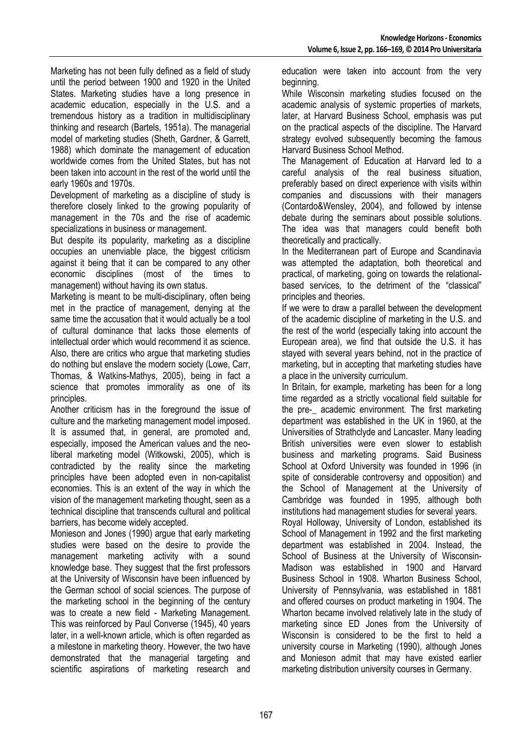Marketing has not been fully defined as a field of study until the period between 1900 and 1920 in the United States. Marketing studies have a long presence in academic education, especially in the U.S. and a tremendous history as a tradition in multidisciplinary thinking and research (Bartels, 1951a). The managerial model of marketing studies (Sheth, Gardner, & Garrett, 1988) which dominate the management of education worldwide comes from the United States, but has not been taken into account in the rest of the world until the early 1960s and 1970s.

Development of marketing as a discipline of study is therefore closely linked to the growing popularity of management in the 70s and the rise of academic specializations in business or management.

But despite its popularity, marketing as a discipline occupies an unenviable place, the biggest criticism against it being that it can be compared to any other economic disciplines (most of the times to management) without having its own status.

Marketing is meant to be multi-disciplinary, often being met in the practice of management, denying at the same time the accusation that it would actually be a tool of cultural dominance that lacks those elements of intellectual order which would recommend it as science. Also, there are critics who argue that marketing studies do nothing but enslave the modern society (Lowe, Carr, Thomas, & Watkins-Mathys, 2005), being in fact a science that promotes immorality as one of its principles.

Another criticism has in the foreground the issue of culture and the marketing management model imposed. It is assumed that, in general, are promoted and, especially, imposed the American values and the neo-liberal marketing model (Witkowski, 2005), which is contradicted by the reality since the marketing principles have been adopted even in non-capitalist economies. This is an extent of the way in which the vision of the management marketing thought, seen as a technical discipline that transcends cultural and political barriers, has become widely accepted.

Monieson and Jones (1990) argue that early marketing studies were based on the desire to provide the management marketing activity with a sound knowledge base. They suggest that the first professors at the University of Wisconsin have been influenced by the German school of social sciences. The purpose of the marketing school in the beginning of the century was to create a new field - Marketing Management. This was reinforced by Paul Converse (1945), 40 years later, in a well-known article, which is often regarded as a milestone in marketing theory. However, the two have demonstrated that the managerial targeting and scientific aspirations of marketing research and education were taken into account from the very beginning.

While Wisconsin marketing studies focused on the academic analysis of systemic properties of markets, later, at Harvard Business School, emphasis was put on the practical aspects of the discipline. The Harvard strategy evolved subsequently becoming the famous Harvard Business School Method.

The Management of Education at Harvard led to a careful analysis of the real business situation, preferably based on direct experience with visits within companies and discussions with their managers (Contardo&Wensley, 2004), and followed by intense debate during the seminars about possible solutions. The idea was that managers could benefit both theoretically and practically.

In the Mediterranean part of Europe and Scandinavia was attempted the adaptation, both theoretical and practical, of marketing, going on towards the relational-based services, to the detriment of the "classical" principles and theories.

If we were to draw a parallel between the development of the academic discipline of marketing in the U.S. and the rest of the world (especially taking into account the European area), we find that outside the U.S. it has stayed with several years behind, not in the practice of marketing, but in accepting that marketing studies have a place in the university curriculum.

In Britain, for example, marketing has been for a long time regarded as a strictly vocational field suitable for the pre-_ academic environment. The first marketing department was established in the UK in 1960, at the Universities of Strathclyde and Lancaster. Many leading British universities were even slower to establish business and marketing programs. Said Business School at Oxford University was founded in 1996 (in spite of considerable controversy and opposition) and the School of Management at the University of Cambridge was founded in 1995, although both institutions had management studies for several years.

Royal Holloway, University of London, established its School of Management in 1992 and the first marketing department was established in 2004. Instead, the School of Business at the University of Wisconsin-Madison was established in 1900 and Harvard Business School in 1908. Wharton Business School, University of Pennsylvania, was established in 1881 and offered courses on product marketing in 1904. The Wharton became involved relatively late in the study of marketing since ED Jones from the University of Wisconsin is considered to be the first to held a university course in Marketing (1990), although Jones and Monieson admit that may have existed earlier marketing distribution university courses in Germany.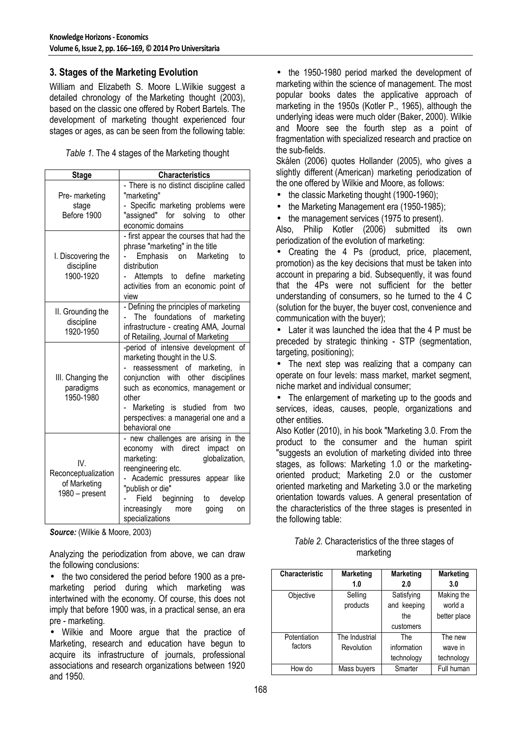## 3. Stages of the Marketing Evolution

William and Elizabeth S. Moore L.Wilkie suggest a detailed chronology of the Marketing thought (2003), based on the classic one offered by Robert Bartels. The development of marketing thought experienced four stages or ages, as can be seen from the following table:

*Table 1.* The 4 stages of the Marketing thought

| Stage | Characteristics |
|---|---|
| Pre- marketing stage Before 1900 | - There is no distinct discipline called "marketing" - Specific marketing problems were "assigned" for solving to other economic domains |
| I. Discovering the discipline 1900-1920 | - first appear the courses that had the phrase "marketing" in the title - Emphasis on Marketing to distribution - Attempts to define marketing activities from an economic point of view |
| II. Grounding the discipline 1920-1950 | - Defining the principles of marketing - The foundations of marketing infrastructure - creating AMA, Journal of Retailing, Journal of Marketing |
| III. Changing the paradigms 1950-1980 | -period of intensive development of marketing thought in the U.S. - reassessment of marketing, in conjunction with other disciplines such as economics, management or other - Marketing is studied from two perspectives: a managerial one and a behavioral one |
| IV. Reconceptualization of Marketing 1980 – present | - new challenges are arising in the economy with direct impact on marketing: globalization, reengineering etc. - Academic pressures appear like "publish or die" - Field beginning to develop increasingly more going on specializations |

***Source:*** (Wilkie & Moore, 2003)

Analyzing the periodization from above, we can draw the following conclusions:

- the two considered the period before 1900 as a pre-marketing period during which marketing was intertwined with the economy. Of course, this does not imply that before 1900 was, in a practical sense, an era pre - marketing.
- Wilkie and Moore argue that the practice of Marketing, research and education have begun to acquire its infrastructure of journals, professional associations and research organizations between 1920 and 1950.
- the 1950-1980 period marked the development of marketing within the science of management. The most popular books dates the applicative approach of marketing in the 1950s (Kotler P., 1965), although the underlying ideas were much older (Baker, 2000). Wilkie and Moore see the fourth step as a point of fragmentation with specialized research and practice on the sub-fields.

Skålen (2006) quotes Hollander (2005), who gives a slightly different (American) marketing periodization of the one offered by Wilkie and Moore, as follows:

- the classic Marketing thought (1900-1960);
- the Marketing Management era (1950-1985);
- the management services (1975 to present).

Also, Philip Kotler (2006) submitted its own periodization of the evolution of marketing:

- Creating the 4 Ps (product, price, placement, promotion) as the key decisions that must be taken into account in preparing a bid. Subsequently, it was found that the 4Ps were not sufficient for the better understanding of consumers, so he turned to the 4 C (solution for the buyer, the buyer cost, convenience and communication with the buyer);
- Later it was launched the idea that the 4 P must be preceded by strategic thinking - STP (segmentation, targeting, positioning);
- The next step was realizing that a company can operate on four levels: mass market, market segment, niche market and individual consumer;
- The enlargement of marketing up to the goods and services, ideas, causes, people, organizations and other entities.

Also Kotler (2010), in his book "Marketing 3.0. From the product to the consumer and the human spirit "suggests an evolution of marketing divided into three stages, as follows: Marketing 1.0 or the marketing-oriented product; Marketing 2.0 or the customer oriented marketing and Marketing 3.0 or the marketing orientation towards values. A general presentation of the characteristics of the three stages is presented in the following table:

*Table 2.* Characteristics of the three stages of marketing

| Characteristic | Marketing 1.0 | Marketing 2.0 | Marketing 3.0 |
|---|---|---|---|
| Objective | Selling products | Satisfying and keeping the customers | Making the world a better place |
| Potentiation factors | The Industrial Revolution | The information technology | The new wave in technology |
| How do | Mass buyers | Smarter | Full human |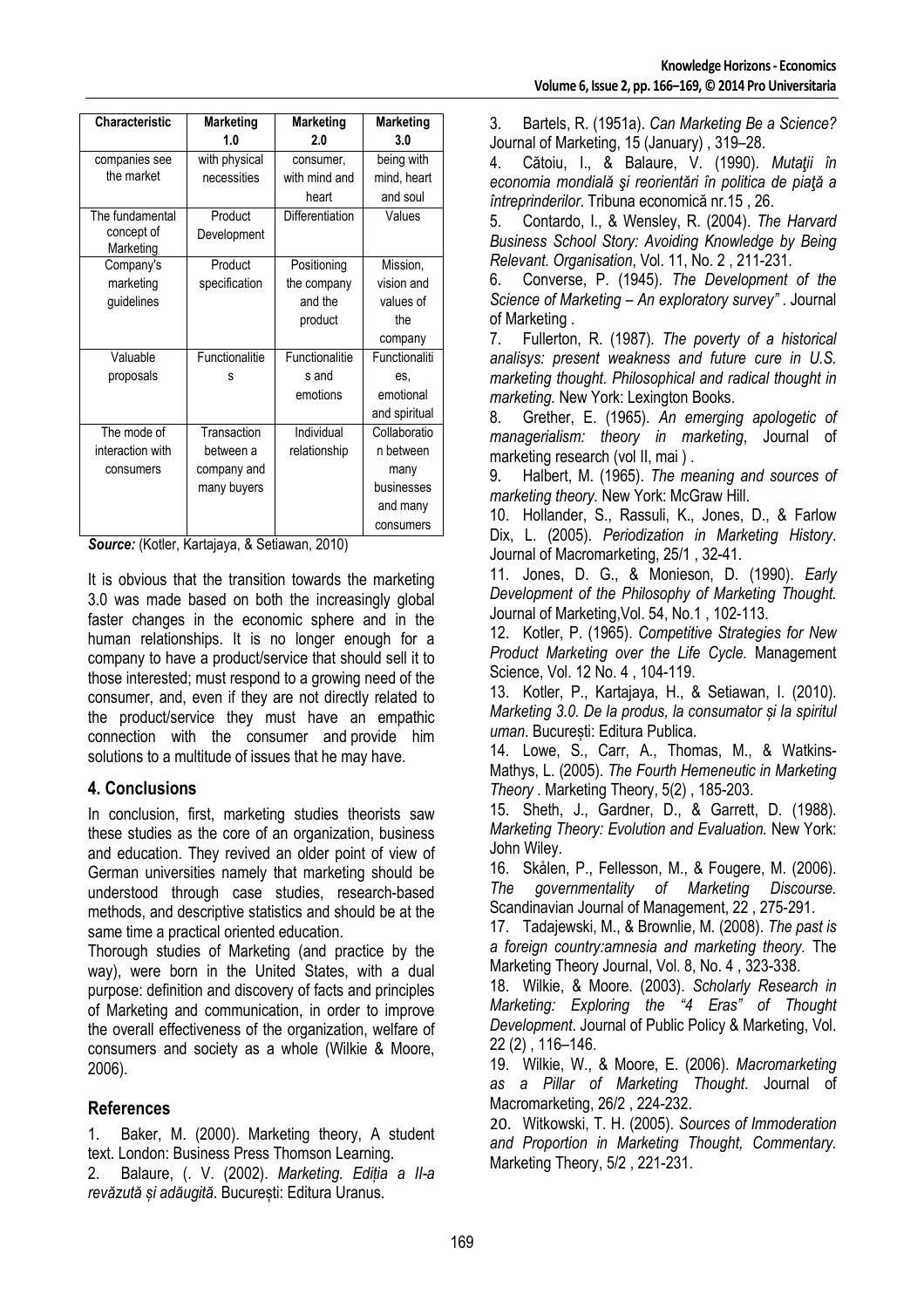| Characteristic | Marketing 1.0 | Marketing 2.0 | Marketing 3.0 |
| --- | --- | --- | --- |
| companies see the market | with physical necessities | consumer, with mind and heart | being with mind, heart and soul |
| The fundamental concept of Marketing | Product Development | Differentiation | Values |
| Company's marketing guidelines | Product specification | Positioning the company and the product | Mission, vision and values of the company |
| Valuable proposals | Functionalities | Functionalities and emotions | Functionalities, emotional and spiritual |
| The mode of interaction with consumers | Transaction between a company and many buyers | Individual relationship | Collaboration between many businesses and many consumers |

***Source:*** (Kotler, Kartajaya, & Setiawan, 2010)

It is obvious that the transition towards the marketing 3.0 was made based on both the increasingly global faster changes in the economic sphere and in the human relationships. It is no longer enough for a company to have a product/service that should sell it to those interested; must respond to a growing need of the consumer, and, even if they are not directly related to the product/service they must have an empathic connection with the consumer and provide him solutions to a multitude of issues that he may have.

## 4. Conclusions

In conclusion, first, marketing studies theorists saw these studies as the core of an organization, business and education. They revived an older point of view of German universities namely that marketing should be understood through case studies, research-based methods, and descriptive statistics and should be at the same time a practical oriented education.

Thorough studies of Marketing (and practice by the way), were born in the United States, with a dual purpose: definition and discovery of facts and principles of Marketing and communication, in order to improve the overall effectiveness of the organization, welfare of consumers and society as a whole (Wilkie & Moore, 2006).

## References

1. Baker, M. (2000). Marketing theory, A student text. London: Business Press Thomson Learning.
2. Balaure, (. V. (2002). *Marketing. Ediția a II-a revăzută și adăugită*. București: Editura Uranus.
3. Bartels, R. (1951a). *Can Marketing Be a Science?* Journal of Marketing, 15 (January) , 319–28.
4. Cătoiu, I., & Balaure, V. (1990). *Mutaţii în economia mondială şi reorientări în politica de piaţă a întreprinderilor*. Tribuna economică nr.15 , 26.
5. Contardo, I., & Wensley, R. (2004). *The Harvard Business School Story: Avoiding Knowledge by Being Relevant. Organisation*, Vol. 11, No. 2 , 211-231.
6. Converse, P. (1945). *The Development of the Science of Marketing – An exploratory survey"* . Journal of Marketing .
7. Fullerton, R. (1987). *The poverty of a historical analisys: present weakness and future cure in U.S. marketing thought. Philosophical and radical thought in marketing.* New York: Lexington Books.
8. Grether, E. (1965). *An emerging apologetic of managerialism: theory in marketing*, Journal of marketing research (vol II, mai ) .
9. Halbert, M. (1965). *The meaning and sources of marketing theory.* New York: McGraw Hill.
10. Hollander, S., Rassuli, K., Jones, D., & Farlow Dix, L. (2005). *Periodization in Marketing History*. Journal of Macromarketing, 25/1 , 32-41.
11. Jones, D. G., & Monieson, D. (1990). *Early Development of the Philosophy of Marketing Thought.* Journal of Marketing,Vol. 54, No.1 , 102-113.
12. Kotler, P. (1965). *Competitive Strategies for New Product Marketing over the Life Cycle.* Management Science, Vol. 12 No. 4 , 104-119.
13. Kotler, P., Kartajaya, H., & Setiawan, I. (2010). *Marketing 3.0. De la produs, la consumator și la spiritul uman*. București: Editura Publica.
14. Lowe, S., Carr, A., Thomas, M., & Watkins-Mathys, L. (2005). *The Fourth Hemeneutic in Marketing Theory* . Marketing Theory, 5(2) , 185-203.
15. Sheth, J., Gardner, D., & Garrett, D. (1988). *Marketing Theory: Evolution and Evaluation.* New York: John Wiley.
16. Skålen, P., Fellesson, M., & Fougere, M. (2006). *The governmentality of Marketing Discourse.* Scandinavian Journal of Management, 22 , 275-291.
17. Tadajewski, M., & Brownlie, M. (2008). *The past is a foreign country:amnesia and marketing theory.* The Marketing Theory Journal, Vol. 8, No. 4 , 323-338.
18. Wilkie, & Moore. (2003). *Scholarly Research in Marketing: Exploring the "4 Eras" of Thought Development*. Journal of Public Policy & Marketing, Vol. 22 (2) , 116–146.
19. Wilkie, W., & Moore, E. (2006). *Macromarketing as a Pillar of Marketing Thought.* Journal of Macromarketing, 26/2 , 224-232.
20. Witkowski, T. H. (2005). *Sources of Immoderation and Proportion in Marketing Thought, Commentary.* Marketing Theory, 5/2 , 221-231.